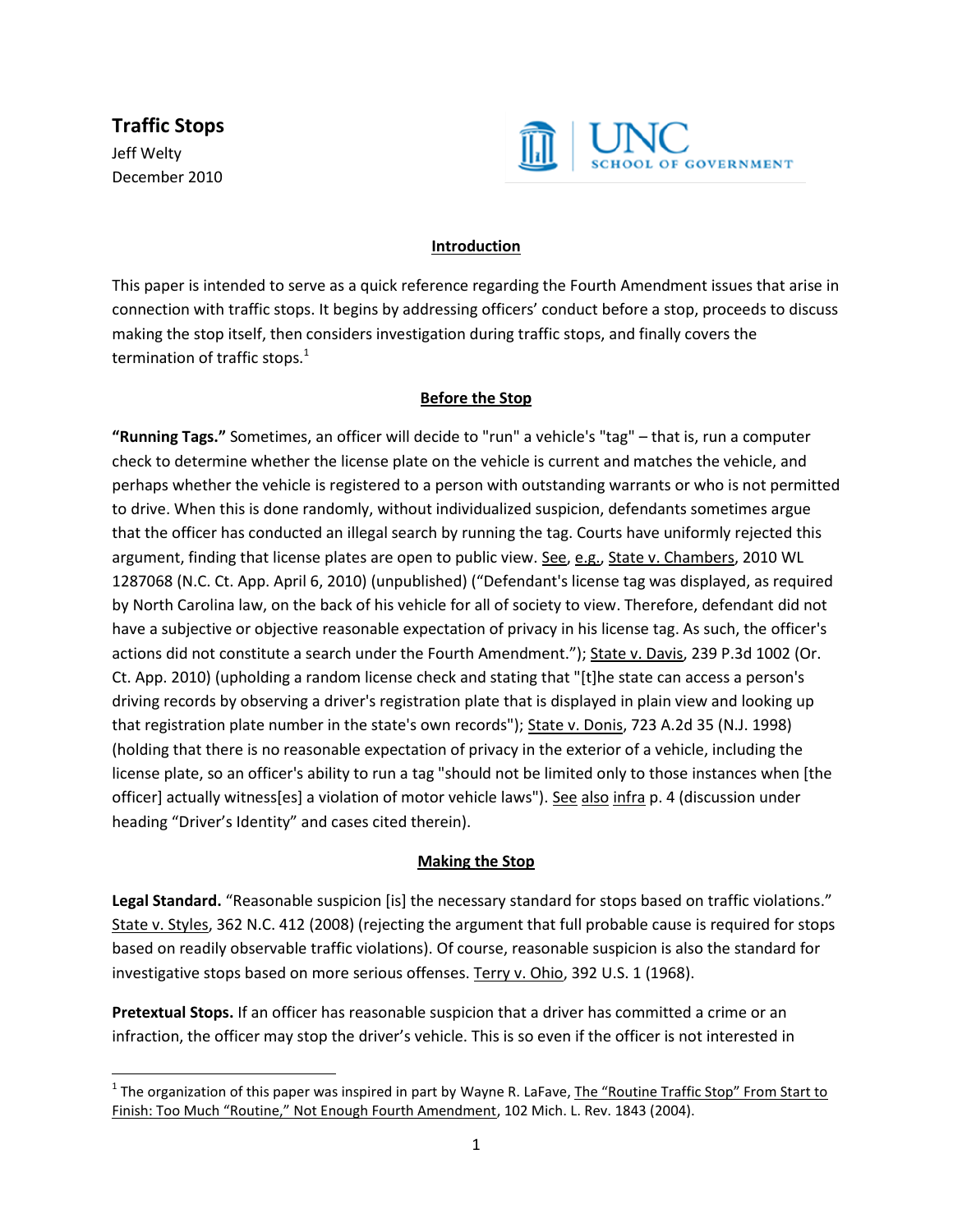# Traffic Stops

Jeff Welty
December 2010

UNC SCHOOL OF GOVERNMENT

## Introduction

This paper is intended to serve as a quick reference regarding the Fourth Amendment issues that arise in connection with traffic stops. It begins by addressing officers' conduct before a stop, proceeds to discuss making the stop itself, then considers investigation during traffic stops, and finally covers the termination of traffic stops.[1]

## Before the Stop

**"Running Tags."** Sometimes, an officer will decide to "run" a vehicle's "tag" – that is, run a computer check to determine whether the license plate on the vehicle is current and matches the vehicle, and perhaps whether the vehicle is registered to a person with outstanding warrants or who is not permitted to drive. When this is done randomly, without individualized suspicion, defendants sometimes argue that the officer has conducted an illegal search by running the tag. Courts have uniformly rejected this argument, finding that license plates are open to public view. See, e.g., State v. Chambers, 2010 WL 1287068 (N.C. Ct. App. April 6, 2010) (unpublished) ("Defendant's license tag was displayed, as required by North Carolina law, on the back of his vehicle for all of society to view. Therefore, defendant did not have a subjective or objective reasonable expectation of privacy in his license tag. As such, the officer's actions did not constitute a search under the Fourth Amendment."); State v. Davis, 239 P.3d 1002 (Or. Ct. App. 2010) (upholding a random license check and stating that "[t]he state can access a person's driving records by observing a driver's registration plate that is displayed in plain view and looking up that registration plate number in the state's own records"); State v. Donis, 723 A.2d 35 (N.J. 1998) (holding that there is no reasonable expectation of privacy in the exterior of a vehicle, including the license plate, so an officer's ability to run a tag "should not be limited only to those instances when [the officer] actually witness[es] a violation of motor vehicle laws"). See also infra p. 4 (discussion under heading "Driver's Identity" and cases cited therein).

## Making the Stop

**Legal Standard.** "Reasonable suspicion [is] the necessary standard for stops based on traffic violations." State v. Styles, 362 N.C. 412 (2008) (rejecting the argument that full probable cause is required for stops based on readily observable traffic violations). Of course, reasonable suspicion is also the standard for investigative stops based on more serious offenses. Terry v. Ohio, 392 U.S. 1 (1968).

**Pretextual Stops.** If an officer has reasonable suspicion that a driver has committed a crime or an infraction, the officer may stop the driver's vehicle. This is so even if the officer is not interested in

---

[1] The organization of this paper was inspired in part by Wayne R. LaFave, The "Routine Traffic Stop" From Start to Finish: Too Much "Routine," Not Enough Fourth Amendment, 102 Mich. L. Rev. 1843 (2004).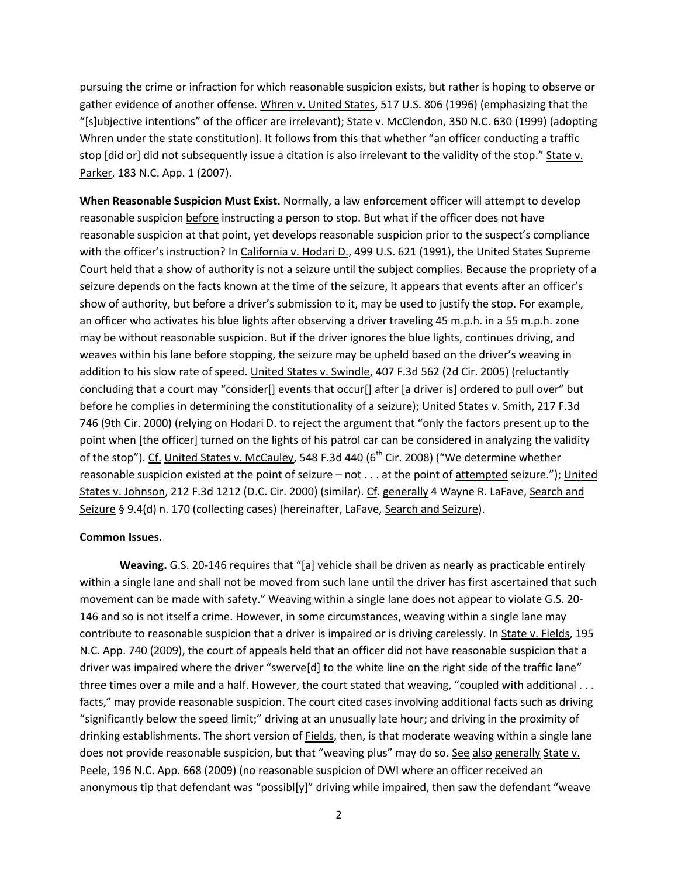pursuing the crime or infraction for which reasonable suspicion exists, but rather is hoping to observe or gather evidence of another offense. Whren v. United States, 517 U.S. 806 (1996) (emphasizing that the "[s]ubjective intentions" of the officer are irrelevant); State v. McClendon, 350 N.C. 630 (1999) (adopting Whren under the state constitution). It follows from this that whether "an officer conducting a traffic stop [did or] did not subsequently issue a citation is also irrelevant to the validity of the stop." State v. Parker, 183 N.C. App. 1 (2007).

**When Reasonable Suspicion Must Exist.** Normally, a law enforcement officer will attempt to develop reasonable suspicion before instructing a person to stop. But what if the officer does not have reasonable suspicion at that point, yet develops reasonable suspicion prior to the suspect's compliance with the officer's instruction? In California v. Hodari D., 499 U.S. 621 (1991), the United States Supreme Court held that a show of authority is not a seizure until the subject complies. Because the propriety of a seizure depends on the facts known at the time of the seizure, it appears that events after an officer's show of authority, but before a driver's submission to it, may be used to justify the stop. For example, an officer who activates his blue lights after observing a driver traveling 45 m.p.h. in a 55 m.p.h. zone may be without reasonable suspicion. But if the driver ignores the blue lights, continues driving, and weaves within his lane before stopping, the seizure may be upheld based on the driver's weaving in addition to his slow rate of speed. United States v. Swindle, 407 F.3d 562 (2d Cir. 2005) (reluctantly concluding that a court may "consider[] events that occur[] after [a driver is] ordered to pull over" but before he complies in determining the constitutionality of a seizure); United States v. Smith, 217 F.3d 746 (9th Cir. 2000) (relying on Hodari D. to reject the argument that "only the factors present up to the point when [the officer] turned on the lights of his patrol car can be considered in analyzing the validity of the stop"). Cf. United States v. McCauley, 548 F.3d 440 (6th Cir. 2008) ("We determine whether reasonable suspicion existed at the point of seizure – not . . . at the point of attempted seizure."); United States v. Johnson, 212 F.3d 1212 (D.C. Cir. 2000) (similar). Cf. generally 4 Wayne R. LaFave, Search and Seizure § 9.4(d) n. 170 (collecting cases) (hereinafter, LaFave, Search and Seizure).

**Common Issues.**

**Weaving.** G.S. 20-146 requires that "[a] vehicle shall be driven as nearly as practicable entirely within a single lane and shall not be moved from such lane until the driver has first ascertained that such movement can be made with safety." Weaving within a single lane does not appear to violate G.S. 20-146 and so is not itself a crime. However, in some circumstances, weaving within a single lane may contribute to reasonable suspicion that a driver is impaired or is driving carelessly. In State v. Fields, 195 N.C. App. 740 (2009), the court of appeals held that an officer did not have reasonable suspicion that a driver was impaired where the driver "swerve[d] to the white line on the right side of the traffic lane" three times over a mile and a half. However, the court stated that weaving, "coupled with additional . . . facts," may provide reasonable suspicion. The court cited cases involving additional facts such as driving "significantly below the speed limit;" driving at an unusually late hour; and driving in the proximity of drinking establishments. The short version of Fields, then, is that moderate weaving within a single lane does not provide reasonable suspicion, but that "weaving plus" may do so. See also generally State v. Peele, 196 N.C. App. 668 (2009) (no reasonable suspicion of DWI where an officer received an anonymous tip that defendant was "possibl[y]" driving while impaired, then saw the defendant "weave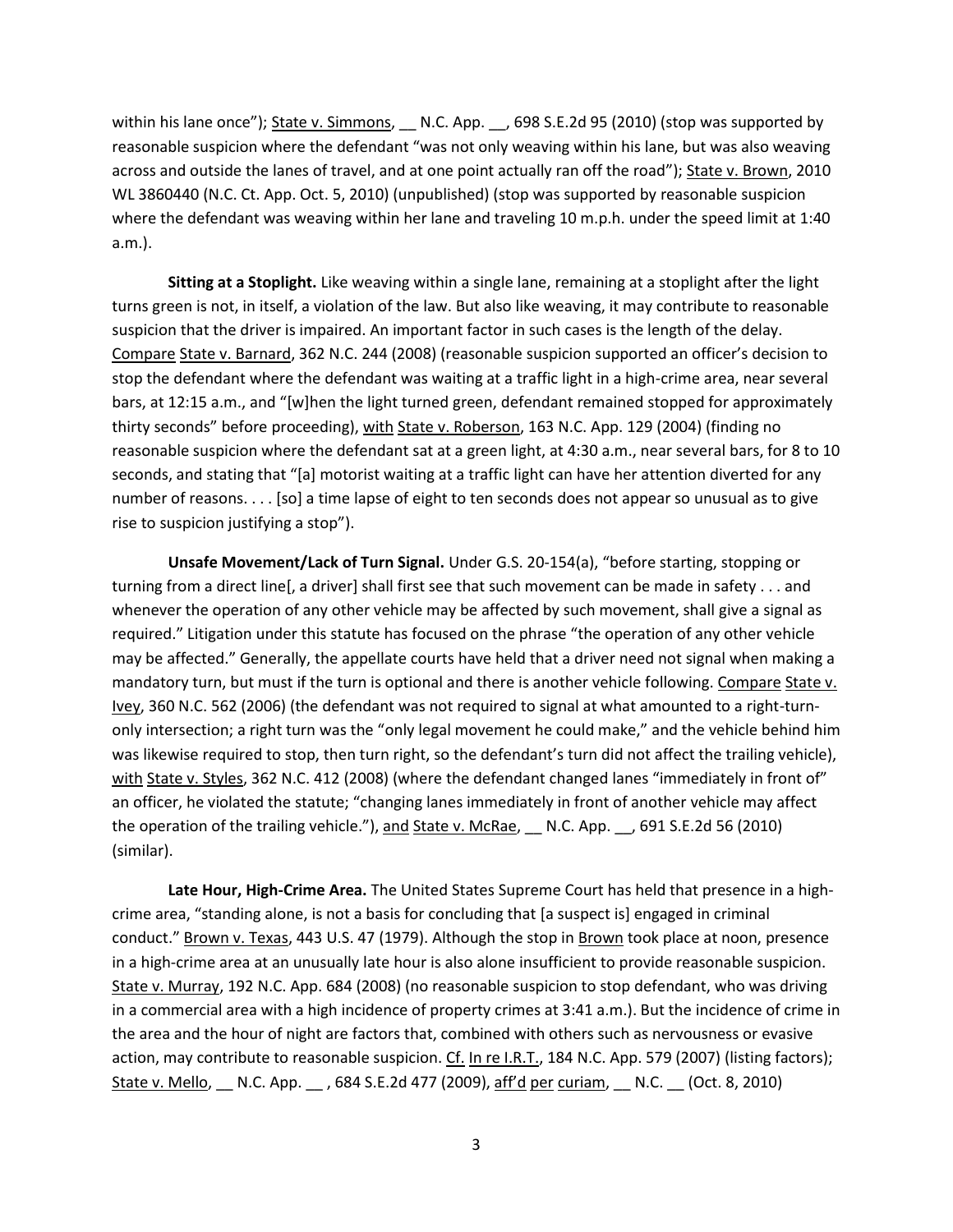within his lane once"); State v. Simmons, __ N.C. App. __, 698 S.E.2d 95 (2010) (stop was supported by reasonable suspicion where the defendant "was not only weaving within his lane, but was also weaving across and outside the lanes of travel, and at one point actually ran off the road"); State v. Brown, 2010 WL 3860440 (N.C. Ct. App. Oct. 5, 2010) (unpublished) (stop was supported by reasonable suspicion where the defendant was weaving within her lane and traveling 10 m.p.h. under the speed limit at 1:40 a.m.).

**Sitting at a Stoplight.** Like weaving within a single lane, remaining at a stoplight after the light turns green is not, in itself, a violation of the law. But also like weaving, it may contribute to reasonable suspicion that the driver is impaired. An important factor in such cases is the length of the delay. Compare State v. Barnard, 362 N.C. 244 (2008) (reasonable suspicion supported an officer's decision to stop the defendant where the defendant was waiting at a traffic light in a high-crime area, near several bars, at 12:15 a.m., and "[w]hen the light turned green, defendant remained stopped for approximately thirty seconds" before proceeding), with State v. Roberson, 163 N.C. App. 129 (2004) (finding no reasonable suspicion where the defendant sat at a green light, at 4:30 a.m., near several bars, for 8 to 10 seconds, and stating that "[a] motorist waiting at a traffic light can have her attention diverted for any number of reasons. . . . [so] a time lapse of eight to ten seconds does not appear so unusual as to give rise to suspicion justifying a stop").

**Unsafe Movement/Lack of Turn Signal.** Under G.S. 20-154(a), "before starting, stopping or turning from a direct line[, a driver] shall first see that such movement can be made in safety . . . and whenever the operation of any other vehicle may be affected by such movement, shall give a signal as required." Litigation under this statute has focused on the phrase "the operation of any other vehicle may be affected." Generally, the appellate courts have held that a driver need not signal when making a mandatory turn, but must if the turn is optional and there is another vehicle following. Compare State v. Ivey, 360 N.C. 562 (2006) (the defendant was not required to signal at what amounted to a right-turn-only intersection; a right turn was the "only legal movement he could make," and the vehicle behind him was likewise required to stop, then turn right, so the defendant's turn did not affect the trailing vehicle), with State v. Styles, 362 N.C. 412 (2008) (where the defendant changed lanes "immediately in front of" an officer, he violated the statute; "changing lanes immediately in front of another vehicle may affect the operation of the trailing vehicle."), and State v. McRae, __ N.C. App. __, 691 S.E.2d 56 (2010) (similar).

**Late Hour, High-Crime Area.** The United States Supreme Court has held that presence in a high-crime area, "standing alone, is not a basis for concluding that [a suspect is] engaged in criminal conduct." Brown v. Texas, 443 U.S. 47 (1979). Although the stop in Brown took place at noon, presence in a high-crime area at an unusually late hour is also alone insufficient to provide reasonable suspicion. State v. Murray, 192 N.C. App. 684 (2008) (no reasonable suspicion to stop defendant, who was driving in a commercial area with a high incidence of property crimes at 3:41 a.m.). But the incidence of crime in the area and the hour of night are factors that, combined with others such as nervousness or evasive action, may contribute to reasonable suspicion. Cf. In re I.R.T., 184 N.C. App. 579 (2007) (listing factors); State v. Mello, __ N.C. App. __ , 684 S.E.2d 477 (2009), aff'd per curiam, __ N.C. __ (Oct. 8, 2010)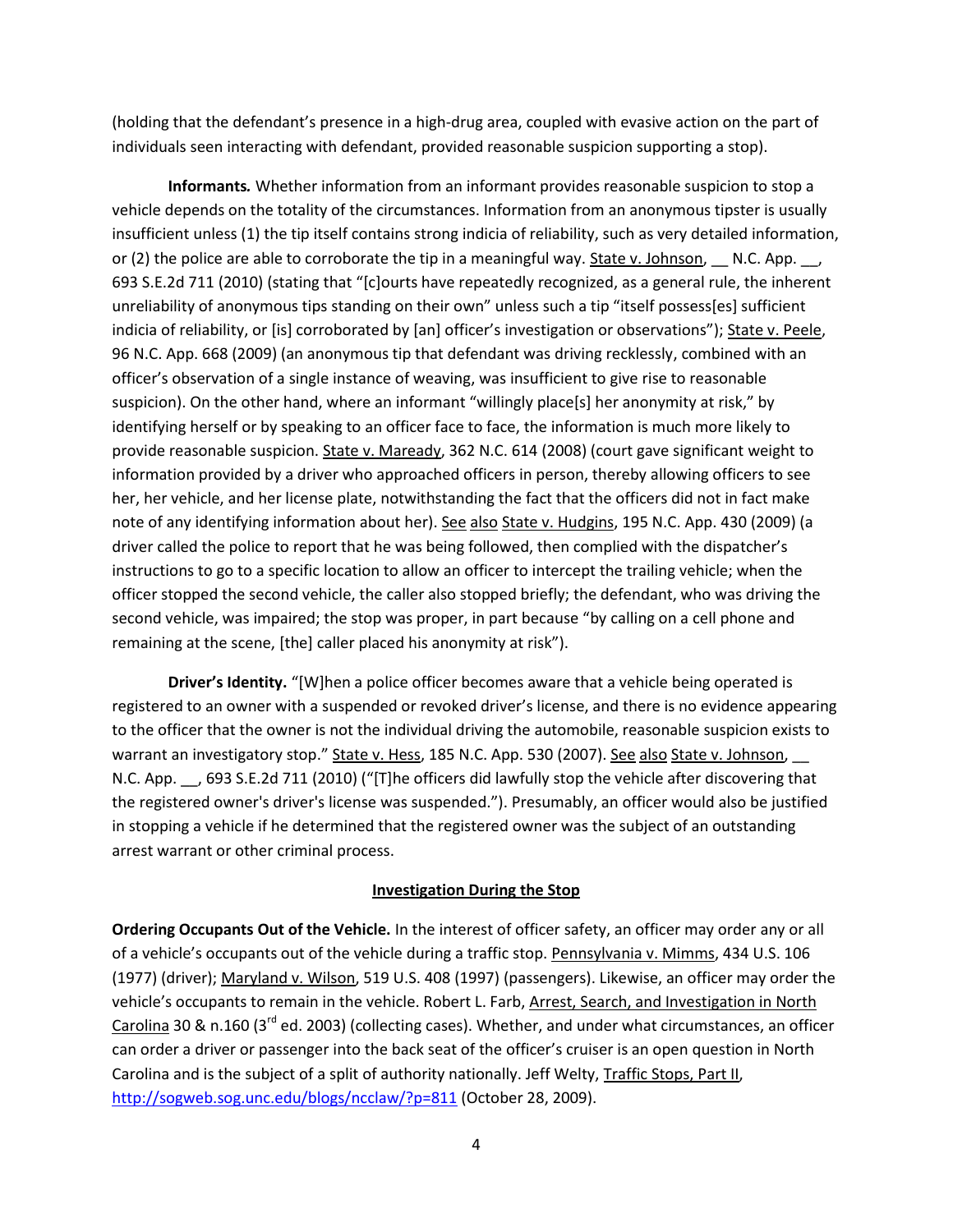(holding that the defendant's presence in a high-drug area, coupled with evasive action on the part of individuals seen interacting with defendant, provided reasonable suspicion supporting a stop).

**Informants.** Whether information from an informant provides reasonable suspicion to stop a vehicle depends on the totality of the circumstances. Information from an anonymous tipster is usually insufficient unless (1) the tip itself contains strong indicia of reliability, such as very detailed information, or (2) the police are able to corroborate the tip in a meaningful way. State v. Johnson, __ N.C. App. __, 693 S.E.2d 711 (2010) (stating that "[c]ourts have repeatedly recognized, as a general rule, the inherent unreliability of anonymous tips standing on their own" unless such a tip "itself possess[es] sufficient indicia of reliability, or [is] corroborated by [an] officer's investigation or observations"); State v. Peele, 96 N.C. App. 668 (2009) (an anonymous tip that defendant was driving recklessly, combined with an officer's observation of a single instance of weaving, was insufficient to give rise to reasonable suspicion). On the other hand, where an informant "willingly place[s] her anonymity at risk," by identifying herself or by speaking to an officer face to face, the information is much more likely to provide reasonable suspicion. State v. Maready, 362 N.C. 614 (2008) (court gave significant weight to information provided by a driver who approached officers in person, thereby allowing officers to see her, her vehicle, and her license plate, notwithstanding the fact that the officers did not in fact make note of any identifying information about her). See also State v. Hudgins, 195 N.C. App. 430 (2009) (a driver called the police to report that he was being followed, then complied with the dispatcher's instructions to go to a specific location to allow an officer to intercept the trailing vehicle; when the officer stopped the second vehicle, the caller also stopped briefly; the defendant, who was driving the second vehicle, was impaired; the stop was proper, in part because "by calling on a cell phone and remaining at the scene, [the] caller placed his anonymity at risk").

**Driver's Identity.** "[W]hen a police officer becomes aware that a vehicle being operated is registered to an owner with a suspended or revoked driver's license, and there is no evidence appearing to the officer that the owner is not the individual driving the automobile, reasonable suspicion exists to warrant an investigatory stop." State v. Hess, 185 N.C. App. 530 (2007). See also State v. Johnson, __ N.C. App. __, 693 S.E.2d 711 (2010) ("[T]he officers did lawfully stop the vehicle after discovering that the registered owner's driver's license was suspended."). Presumably, an officer would also be justified in stopping a vehicle if he determined that the registered owner was the subject of an outstanding arrest warrant or other criminal process.

## Investigation During the Stop

**Ordering Occupants Out of the Vehicle.** In the interest of officer safety, an officer may order any or all of a vehicle's occupants out of the vehicle during a traffic stop. Pennsylvania v. Mimms, 434 U.S. 106 (1977) (driver); Maryland v. Wilson, 519 U.S. 408 (1997) (passengers). Likewise, an officer may order the vehicle's occupants to remain in the vehicle. Robert L. Farb, Arrest, Search, and Investigation in North Carolina 30 & n.160 (3rd ed. 2003) (collecting cases). Whether, and under what circumstances, an officer can order a driver or passenger into the back seat of the officer's cruiser is an open question in North Carolina and is the subject of a split of authority nationally. Jeff Welty, Traffic Stops, Part II, http://sogweb.sog.unc.edu/blogs/ncclaw/?p=811 (October 28, 2009).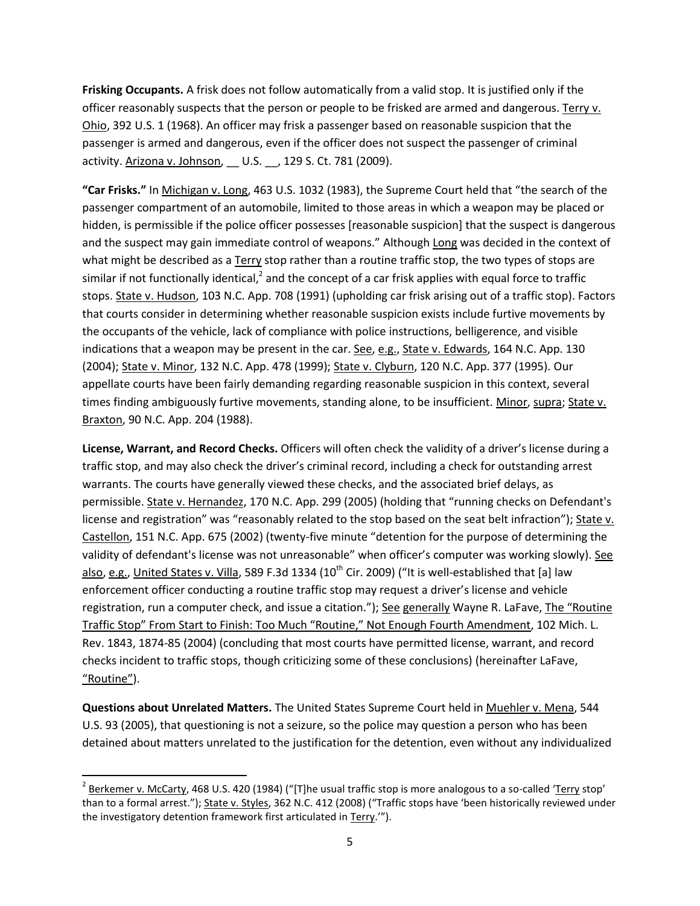**Frisking Occupants.** A frisk does not follow automatically from a valid stop. It is justified only if the officer reasonably suspects that the person or people to be frisked are armed and dangerous. Terry v. Ohio, 392 U.S. 1 (1968). An officer may frisk a passenger based on reasonable suspicion that the passenger is armed and dangerous, even if the officer does not suspect the passenger of criminal activity. Arizona v. Johnson, __ U.S. __, 129 S. Ct. 781 (2009).

**"Car Frisks."** In Michigan v. Long, 463 U.S. 1032 (1983), the Supreme Court held that "the search of the passenger compartment of an automobile, limited to those areas in which a weapon may be placed or hidden, is permissible if the police officer possesses [reasonable suspicion] that the suspect is dangerous and the suspect may gain immediate control of weapons." Although Long was decided in the context of what might be described as a Terry stop rather than a routine traffic stop, the two types of stops are similar if not functionally identical,[2] and the concept of a car frisk applies with equal force to traffic stops. State v. Hudson, 103 N.C. App. 708 (1991) (upholding car frisk arising out of a traffic stop). Factors that courts consider in determining whether reasonable suspicion exists include furtive movements by the occupants of the vehicle, lack of compliance with police instructions, belligerence, and visible indications that a weapon may be present in the car. See, e.g., State v. Edwards, 164 N.C. App. 130 (2004); State v. Minor, 132 N.C. App. 478 (1999); State v. Clyburn, 120 N.C. App. 377 (1995). Our appellate courts have been fairly demanding regarding reasonable suspicion in this context, several times finding ambiguously furtive movements, standing alone, to be insufficient. Minor, supra; State v. Braxton, 90 N.C. App. 204 (1988).

**License, Warrant, and Record Checks.** Officers will often check the validity of a driver's license during a traffic stop, and may also check the driver's criminal record, including a check for outstanding arrest warrants. The courts have generally viewed these checks, and the associated brief delays, as permissible. State v. Hernandez, 170 N.C. App. 299 (2005) (holding that "running checks on Defendant's license and registration" was "reasonably related to the stop based on the seat belt infraction"); State v. Castellon, 151 N.C. App. 675 (2002) (twenty-five minute "detention for the purpose of determining the validity of defendant's license was not unreasonable" when officer's computer was working slowly). See also, e.g., United States v. Villa, 589 F.3d 1334 (10th Cir. 2009) ("It is well-established that [a] law enforcement officer conducting a routine traffic stop may request a driver's license and vehicle registration, run a computer check, and issue a citation."); See generally Wayne R. LaFave, The "Routine Traffic Stop" From Start to Finish: Too Much "Routine," Not Enough Fourth Amendment, 102 Mich. L. Rev. 1843, 1874-85 (2004) (concluding that most courts have permitted license, warrant, and record checks incident to traffic stops, though criticizing some of these conclusions) (hereinafter LaFave, "Routine").

**Questions about Unrelated Matters.** The United States Supreme Court held in Muehler v. Mena, 544 U.S. 93 (2005), that questioning is not a seizure, so the police may question a person who has been detained about matters unrelated to the justification for the detention, even without any individualized

---

[2] Berkemer v. McCarty, 468 U.S. 420 (1984) ("[T]he usual traffic stop is more analogous to a so-called 'Terry stop' than to a formal arrest."); State v. Styles, 362 N.C. 412 (2008) ("Traffic stops have 'been historically reviewed under the investigatory detention framework first articulated in Terry.'").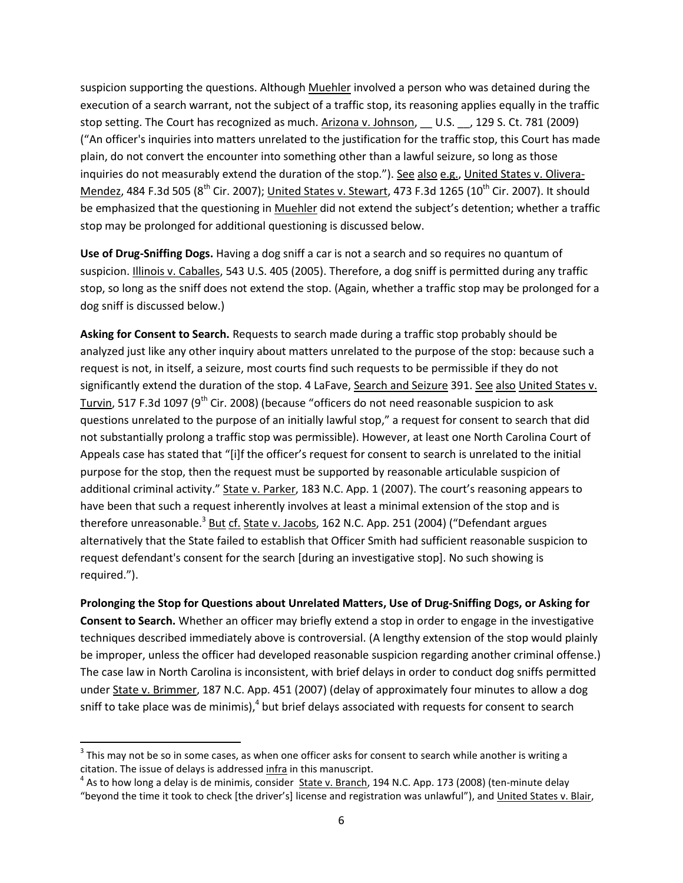suspicion supporting the questions. Although Muehler involved a person who was detained during the execution of a search warrant, not the subject of a traffic stop, its reasoning applies equally in the traffic stop setting. The Court has recognized as much. Arizona v. Johnson, __ U.S. __, 129 S. Ct. 781 (2009) ("An officer's inquiries into matters unrelated to the justification for the traffic stop, this Court has made plain, do not convert the encounter into something other than a lawful seizure, so long as those inquiries do not measurably extend the duration of the stop."). See also e.g., United States v. Olivera-Mendez, 484 F.3d 505 (8th Cir. 2007); United States v. Stewart, 473 F.3d 1265 (10th Cir. 2007). It should be emphasized that the questioning in Muehler did not extend the subject's detention; whether a traffic stop may be prolonged for additional questioning is discussed below.

**Use of Drug-Sniffing Dogs.** Having a dog sniff a car is not a search and so requires no quantum of suspicion. Illinois v. Caballes, 543 U.S. 405 (2005). Therefore, a dog sniff is permitted during any traffic stop, so long as the sniff does not extend the stop. (Again, whether a traffic stop may be prolonged for a dog sniff is discussed below.)

**Asking for Consent to Search.** Requests to search made during a traffic stop probably should be analyzed just like any other inquiry about matters unrelated to the purpose of the stop: because such a request is not, in itself, a seizure, most courts find such requests to be permissible if they do not significantly extend the duration of the stop. 4 LaFave, Search and Seizure 391. See also United States v. Turvin, 517 F.3d 1097 (9th Cir. 2008) (because "officers do not need reasonable suspicion to ask questions unrelated to the purpose of an initially lawful stop," a request for consent to search that did not substantially prolong a traffic stop was permissible). However, at least one North Carolina Court of Appeals case has stated that "[i]f the officer's request for consent to search is unrelated to the initial purpose for the stop, then the request must be supported by reasonable articulable suspicion of additional criminal activity." State v. Parker, 183 N.C. App. 1 (2007). The court's reasoning appears to have been that such a request inherently involves at least a minimal extension of the stop and is therefore unreasonable.[3] But cf. State v. Jacobs, 162 N.C. App. 251 (2004) ("Defendant argues alternatively that the State failed to establish that Officer Smith had sufficient reasonable suspicion to request defendant's consent for the search [during an investigative stop]. No such showing is required.").

**Prolonging the Stop for Questions about Unrelated Matters, Use of Drug-Sniffing Dogs, or Asking for Consent to Search.** Whether an officer may briefly extend a stop in order to engage in the investigative techniques described immediately above is controversial. (A lengthy extension of the stop would plainly be improper, unless the officer had developed reasonable suspicion regarding another criminal offense.) The case law in North Carolina is inconsistent, with brief delays in order to conduct dog sniffs permitted under State v. Brimmer, 187 N.C. App. 451 (2007) (delay of approximately four minutes to allow a dog sniff to take place was de minimis),[4] but brief delays associated with requests for consent to search

---

[3] This may not be so in some cases, as when one officer asks for consent to search while another is writing a citation. The issue of delays is addressed infra in this manuscript.

[4] As to how long a delay is de minimis, consider State v. Branch, 194 N.C. App. 173 (2008) (ten-minute delay "beyond the time it took to check [the driver's] license and registration was unlawful"), and United States v. Blair,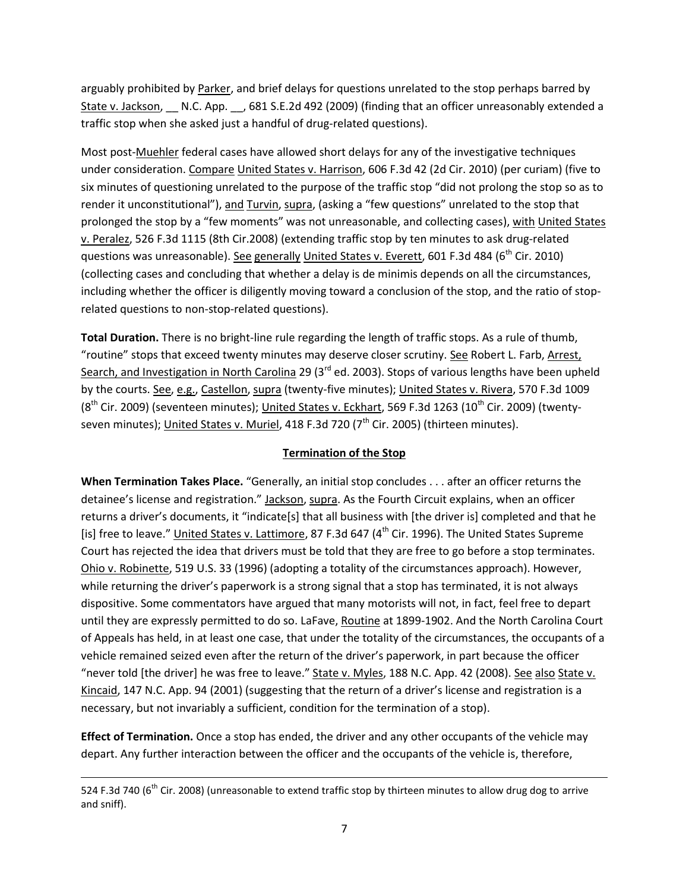arguably prohibited by Parker, and brief delays for questions unrelated to the stop perhaps barred by State v. Jackson, __ N.C. App. __, 681 S.E.2d 492 (2009) (finding that an officer unreasonably extended a traffic stop when she asked just a handful of drug-related questions).

Most post-Muehler federal cases have allowed short delays for any of the investigative techniques under consideration. Compare United States v. Harrison, 606 F.3d 42 (2d Cir. 2010) (per curiam) (five to six minutes of questioning unrelated to the purpose of the traffic stop "did not prolong the stop so as to render it unconstitutional"), and Turvin, supra, (asking a "few questions" unrelated to the stop that prolonged the stop by a "few moments" was not unreasonable, and collecting cases), with United States v. Peralez, 526 F.3d 1115 (8th Cir.2008) (extending traffic stop by ten minutes to ask drug-related questions was unreasonable). See generally United States v. Everett, 601 F.3d 484 (6th Cir. 2010) (collecting cases and concluding that whether a delay is de minimis depends on all the circumstances, including whether the officer is diligently moving toward a conclusion of the stop, and the ratio of stop-related questions to non-stop-related questions).

**Total Duration.** There is no bright-line rule regarding the length of traffic stops. As a rule of thumb, "routine" stops that exceed twenty minutes may deserve closer scrutiny. See Robert L. Farb, Arrest, Search, and Investigation in North Carolina 29 (3rd ed. 2003). Stops of various lengths have been upheld by the courts. See, e.g., Castellon, supra (twenty-five minutes); United States v. Rivera, 570 F.3d 1009 (8th Cir. 2009) (seventeen minutes); United States v. Eckhart, 569 F.3d 1263 (10th Cir. 2009) (twenty-seven minutes); United States v. Muriel, 418 F.3d 720 (7th Cir. 2005) (thirteen minutes).

## Termination of the Stop

**When Termination Takes Place.** "Generally, an initial stop concludes . . . after an officer returns the detainee's license and registration." Jackson, supra. As the Fourth Circuit explains, when an officer returns a driver's documents, it "indicate[s] that all business with [the driver is] completed and that he [is] free to leave." United States v. Lattimore, 87 F.3d 647 (4th Cir. 1996). The United States Supreme Court has rejected the idea that drivers must be told that they are free to go before a stop terminates. Ohio v. Robinette, 519 U.S. 33 (1996) (adopting a totality of the circumstances approach). However, while returning the driver's paperwork is a strong signal that a stop has terminated, it is not always dispositive. Some commentators have argued that many motorists will not, in fact, feel free to depart until they are expressly permitted to do so. LaFave, Routine at 1899-1902. And the North Carolina Court of Appeals has held, in at least one case, that under the totality of the circumstances, the occupants of a vehicle remained seized even after the return of the driver's paperwork, in part because the officer "never told [the driver] he was free to leave." State v. Myles, 188 N.C. App. 42 (2008). See also State v. Kincaid, 147 N.C. App. 94 (2001) (suggesting that the return of a driver's license and registration is a necessary, but not invariably a sufficient, condition for the termination of a stop).

**Effect of Termination.** Once a stop has ended, the driver and any other occupants of the vehicle may depart. Any further interaction between the officer and the occupants of the vehicle is, therefore,

---

524 F.3d 740 (6th Cir. 2008) (unreasonable to extend traffic stop by thirteen minutes to allow drug dog to arrive and sniff).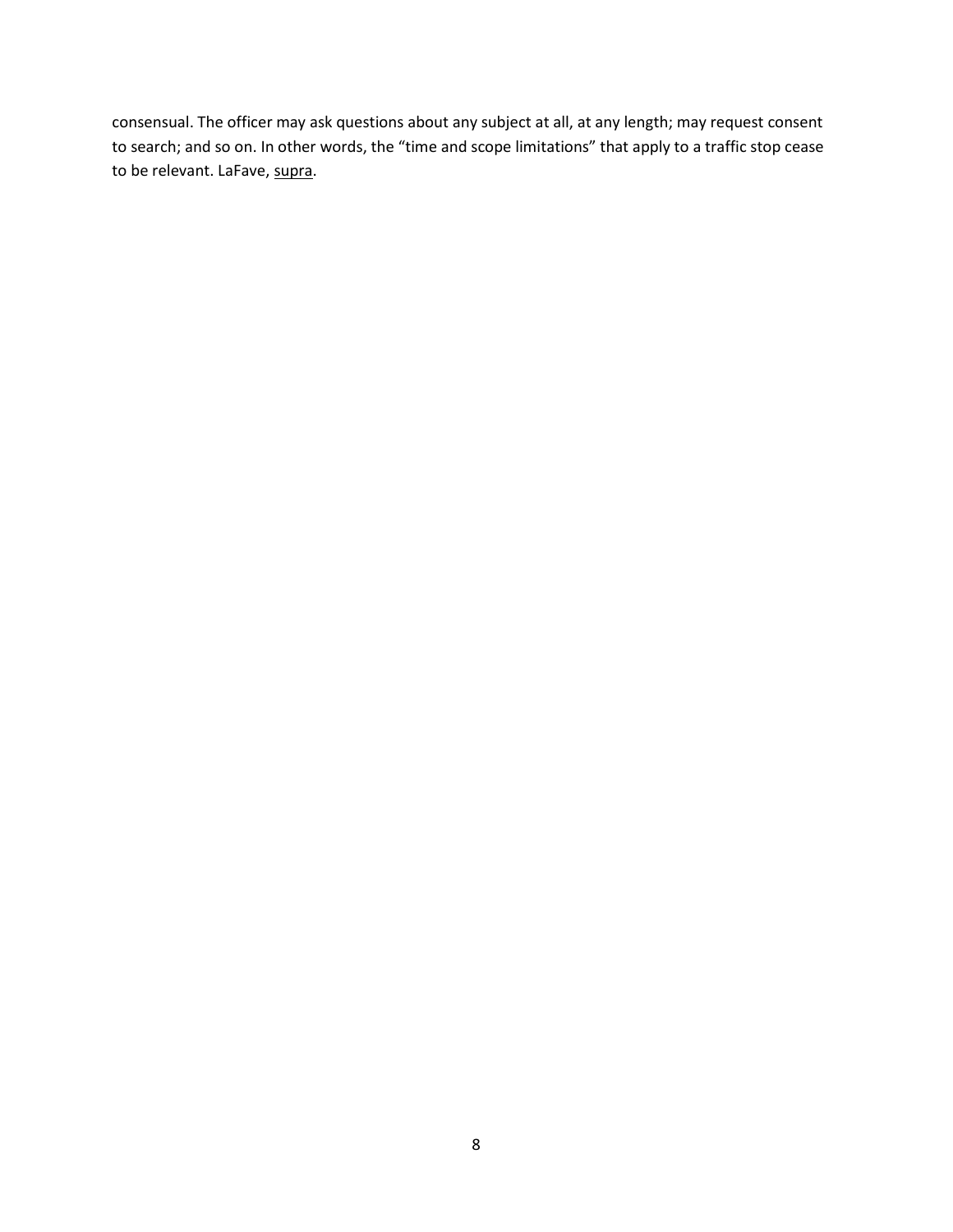consensual. The officer may ask questions about any subject at all, at any length; may request consent to search; and so on. In other words, the "time and scope limitations" that apply to a traffic stop cease to be relevant. LaFave, supra.